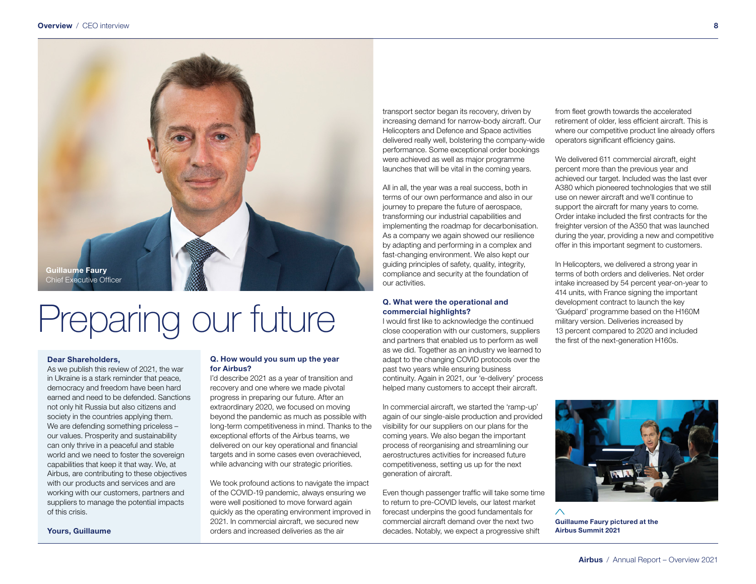Guillaume Faury
Chief Executive Officer

# Preparing our future

**Dear Shareholders,**
As we publish this review of 2021, the war in Ukraine is a stark reminder that peace, democracy and freedom have been hard earned and need to be defended. Sanctions not only hit Russia but also citizens and society in the countries applying them. We are defending something priceless – our values. Prosperity and sustainability can only thrive in a peaceful and stable world and we need to foster the sovereign capabilities that keep it that way. We, at Airbus, are contributing to these objectives with our products and services and are working with our customers, partners and suppliers to manage the potential impacts of this crisis.

**Yours, Guillaume**

**Q. How would you sum up the year for Airbus?**
I'd describe 2021 as a year of transition and recovery and one where we made pivotal progress in preparing our future. After an extraordinary 2020, we focused on moving beyond the pandemic as much as possible with long-term competitiveness in mind. Thanks to the exceptional efforts of the Airbus teams, we delivered on our key operational and financial targets and in some cases even overachieved, while advancing with our strategic priorities.

We took profound actions to navigate the impact of the COVID-19 pandemic, always ensuring we were well positioned to move forward again quickly as the operating environment improved in 2021. In commercial aircraft, we secured new orders and increased deliveries as the air transport sector began its recovery, driven by increasing demand for narrow-body aircraft. Our Helicopters and Defence and Space activities delivered really well, bolstering the company-wide performance. Some exceptional order bookings were achieved as well as major programme launches that will be vital in the coming years.

All in all, the year was a real success, both in terms of our own performance and also in our journey to prepare the future of aerospace, transforming our industrial capabilities and implementing the roadmap for decarbonisation. As a company we again showed our resilience by adapting and performing in a complex and fast-changing environment. We also kept our guiding principles of safety, quality, integrity, compliance and security at the foundation of our activities.

**Q. What were the operational and commercial highlights?**
I would first like to acknowledge the continued close cooperation with our customers, suppliers and partners that enabled us to perform as well as we did. Together as an industry we learned to adapt to the changing COVID protocols over the past two years while ensuring business continuity. Again in 2021, our 'e-delivery' process helped many customers to accept their aircraft.

In commercial aircraft, we started the 'ramp-up' again of our single-aisle production and provided visibility for our suppliers on our plans for the coming years. We also began the important process of reorganising and streamlining our aerostructures activities for increased future competitiveness, setting us up for the next generation of aircraft.

Even though passenger traffic will take some time to return to pre-COVID levels, our latest market forecast underpins the good fundamentals for commercial aircraft demand over the next two decades. Notably, we expect a progressive shift from fleet growth towards the accelerated retirement of older, less efficient aircraft. This is where our competitive product line already offers operators significant efficiency gains.

We delivered 611 commercial aircraft, eight percent more than the previous year and achieved our target. Included was the last ever A380 which pioneered technologies that we still use on newer aircraft and we'll continue to support the aircraft for many years to come. Order intake included the first contracts for the freighter version of the A350 that was launched during the year, providing a new and competitive offer in this important segment to customers.

In Helicopters, we delivered a strong year in terms of both orders and deliveries. Net order intake increased by 54 percent year-on-year to 414 units, with France signing the important development contract to launch the key 'Guépard' programme based on the H160M military version. Deliveries increased by 13 percent compared to 2020 and included the first of the next-generation H160s.

**Guillaume Faury pictured at the Airbus Summit 2021**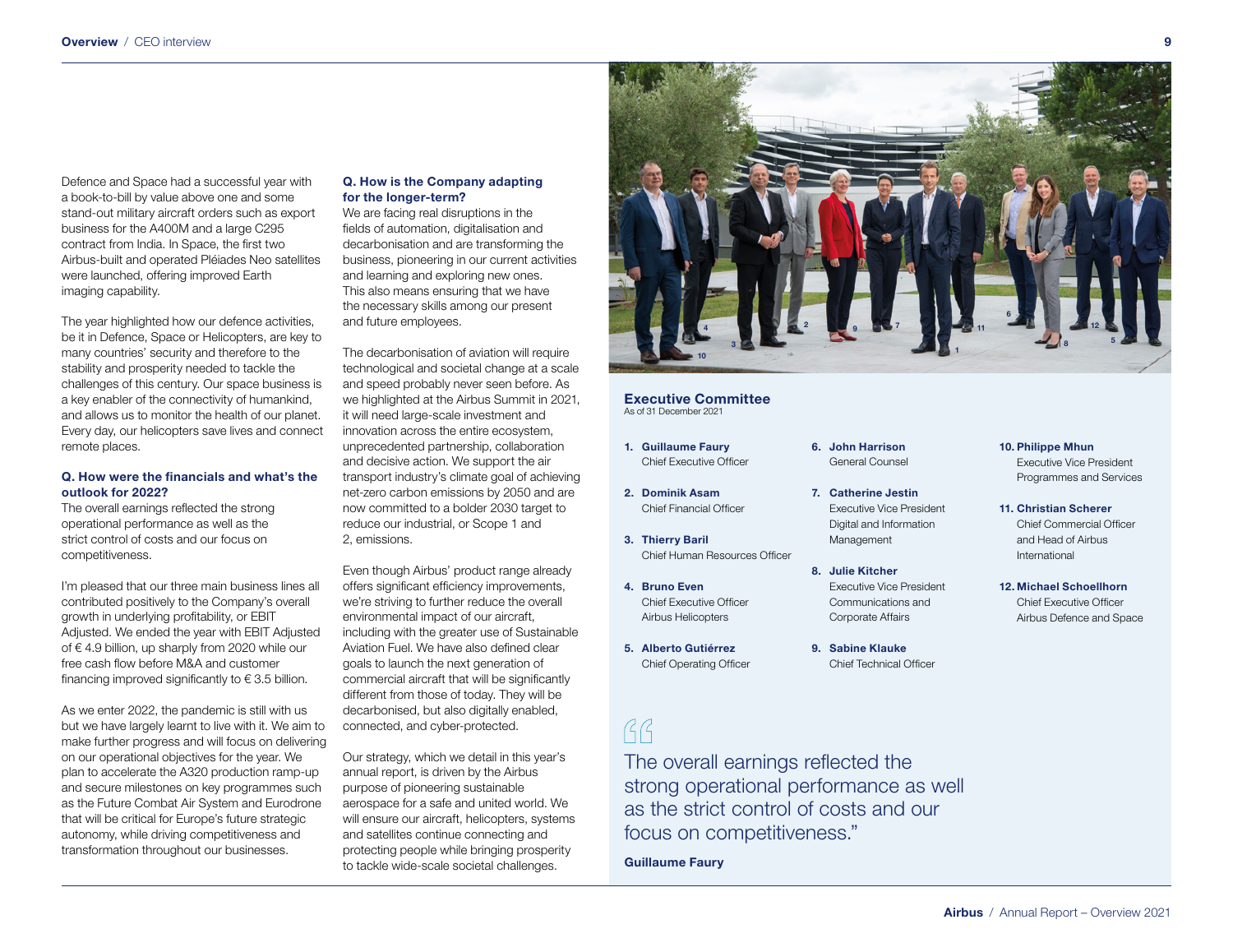Defence and Space had a successful year with a book-to-bill by value above one and some stand-out military aircraft orders such as export business for the A400M and a large C295 contract from India. In Space, the first two Airbus-built and operated Pléiades Neo satellites were launched, offering improved Earth imaging capability.

The year highlighted how our defence activities, be it in Defence, Space or Helicopters, are key to many countries' security and therefore to the stability and prosperity needed to tackle the challenges of this century. Our space business is a key enabler of the connectivity of humankind, and allows us to monitor the health of our planet. Every day, our helicopters save lives and connect remote places.

**Q. How were the financials and what's the outlook for 2022?**

The overall earnings reflected the strong operational performance as well as the strict control of costs and our focus on competitiveness.

I'm pleased that our three main business lines all contributed positively to the Company's overall growth in underlying profitability, or EBIT Adjusted. We ended the year with EBIT Adjusted of € 4.9 billion, up sharply from 2020 while our free cash flow before M&A and customer financing improved significantly to € 3.5 billion.

As we enter 2022, the pandemic is still with us but we have largely learnt to live with it. We aim to make further progress and will focus on delivering on our operational objectives for the year. We plan to accelerate the A320 production ramp-up and secure milestones on key programmes such as the Future Combat Air System and Eurodrone that will be critical for Europe's future strategic autonomy, while driving competitiveness and transformation throughout our businesses.

**Q. How is the Company adapting for the longer-term?**

We are facing real disruptions in the fields of automation, digitalisation and decarbonisation and are transforming the business, pioneering in our current activities and learning and exploring new ones. This also means ensuring that we have the necessary skills among our present and future employees.

The decarbonisation of aviation will require technological and societal change at a scale and speed probably never seen before. As we highlighted at the Airbus Summit in 2021, it will need large-scale investment and innovation across the entire ecosystem, unprecedented partnership, collaboration and decisive action. We support the air transport industry's climate goal of achieving net-zero carbon emissions by 2050 and are now committed to a bolder 2030 target to reduce our industrial, or Scope 1 and 2, emissions.

Even though Airbus' product range already offers significant efficiency improvements, we're striving to further reduce the environmental impact of our aircraft, including with the greater use of Sustainable Aviation Fuel. We have also defined clear goals to launch the next generation of commercial aircraft that will be significantly different from those of today. They will be decarbonised, but also digitally enabled, connected, and cyber-protected.

Our strategy, which we detail in this year's annual report, is driven by the Airbus purpose of pioneering sustainable aerospace for a safe and united world. We will ensure our aircraft, helicopters, systems and satellites continue connecting and protecting people while bringing prosperity to tackle wide-scale societal challenges.

4 2 9 7 11 6 12 3 10 1 8 5

**Executive Committee**
As of 31 December 2021

1. **Guillaume Faury**
   Chief Executive Officer
2. **Dominik Asam**
   Chief Financial Officer
3. **Thierry Baril**
   Chief Human Resources Officer
4. **Bruno Even**
   Chief Executive Officer Airbus Helicopters
5. **Alberto Gutiérrez**
   Chief Operating Officer
6. **John Harrison**
   General Counsel
7. **Catherine Jestin**
   Executive Vice President Digital and Information Management
8. **Julie Kitcher**
   Executive Vice President Communications and Corporate Affairs
9. **Sabine Klauke**
   Chief Technical Officer
10. **Philippe Mhun**
    Executive Vice President Programmes and Services
11. **Christian Scherer**
    Chief Commercial Officer and Head of Airbus International
12. **Michael Schoellhorn**
    Chief Executive Officer Airbus Defence and Space

> The overall earnings reflected the strong operational performance as well as the strict control of costs and our focus on competitiveness."
>
> **Guillaume Faury**